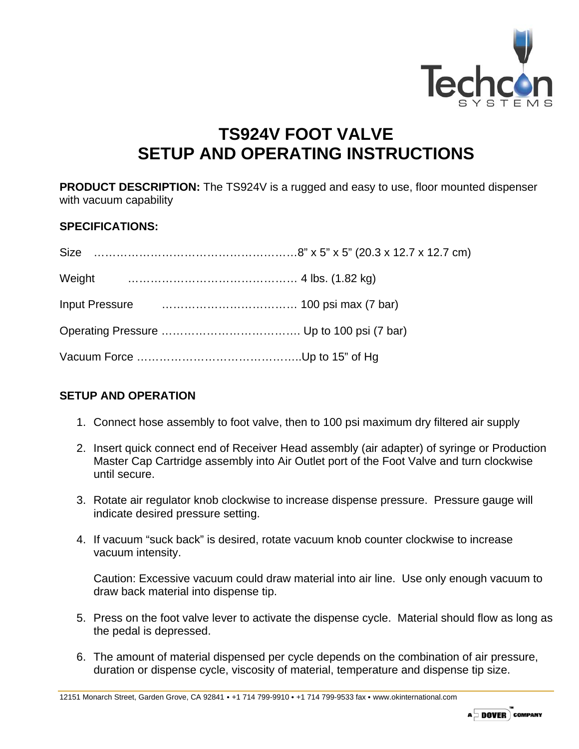# TS924V FOOT VALVE
# SETUP AND OPERATING INSTRUCTIONS

**PRODUCT DESCRIPTION:** The TS924V is a rugged and easy to use, floor mounted dispenser with vacuum capability

**SPECIFICATIONS:**

Size ……………………………………………….8" x 5" x 5" (20.3 x 12.7 x 12.7 cm)

Weight ……………………………………… 4 lbs. (1.82 kg)

Input Pressure ……………………………… 100 psi max (7 bar)

Operating Pressure ……………………………… Up to 100 psi (7 bar)

Vacuum Force ……………………………………..Up to 15" of Hg

**SETUP AND OPERATION**

1. Connect hose assembly to foot valve, then to 100 psi maximum dry filtered air supply
2. Insert quick connect end of Receiver Head assembly (air adapter) of syringe or Production Master Cap Cartridge assembly into Air Outlet port of the Foot Valve and turn clockwise until secure.
3. Rotate air regulator knob clockwise to increase dispense pressure. Pressure gauge will indicate desired pressure setting.
4. If vacuum "suck back" is desired, rotate vacuum knob counter clockwise to increase vacuum intensity.

   Caution: Excessive vacuum could draw material into air line. Use only enough vacuum to draw back material into dispense tip.

5. Press on the foot valve lever to activate the dispense cycle. Material should flow as long as the pedal is depressed.
6. The amount of material dispensed per cycle depends on the combination of air pressure, duration or dispense cycle, viscosity of material, temperature and dispense tip size.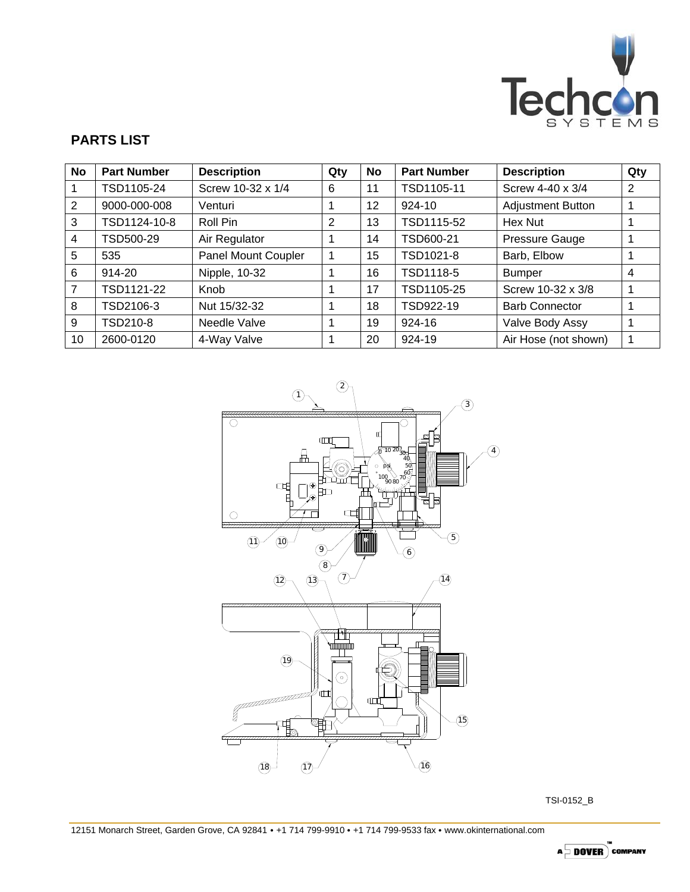## PARTS LIST

| No | Part Number | Description | Qty | No | Part Number | Description | Qty |
|---|---|---|---|---|---|---|---|
| 1 | TSD1105-24 | Screw 10-32 x 1/4 | 6 | 11 | TSD1105-11 | Screw 4-40 x 3/4 | 2 |
| 2 | 9000-000-008 | Venturi | 1 | 12 | 924-10 | Adjustment Button | 1 |
| 3 | TSD1124-10-8 | Roll Pin | 2 | 13 | TSD1115-52 | Hex Nut | 1 |
| 4 | TSD500-29 | Air Regulator | 1 | 14 | TSD600-21 | Pressure Gauge | 1 |
| 5 | 535 | Panel Mount Coupler | 1 | 15 | TSD1021-8 | Barb, Elbow | 1 |
| 6 | 914-20 | Nipple, 10-32 | 1 | 16 | TSD1118-5 | Bumper | 4 |
| 7 | TSD1121-22 | Knob | 1 | 17 | TSD1105-25 | Screw 10-32 x 3/8 | 1 |
| 8 | TSD2106-3 | Nut 15/32-32 | 1 | 18 | TSD922-19 | Barb Connector | 1 |
| 9 | TSD210-8 | Needle Valve | 1 | 19 | 924-16 | Valve Body Assy | 1 |
| 10 | 2600-0120 | 4-Way Valve | 1 | 20 | 924-19 | Air Hose (not shown) | 1 |

TSI-0152_B

12151 Monarch Street, Garden Grove, CA 92841 • +1 714 799-9910 • +1 714 799-9533 fax • www.okinternational.com